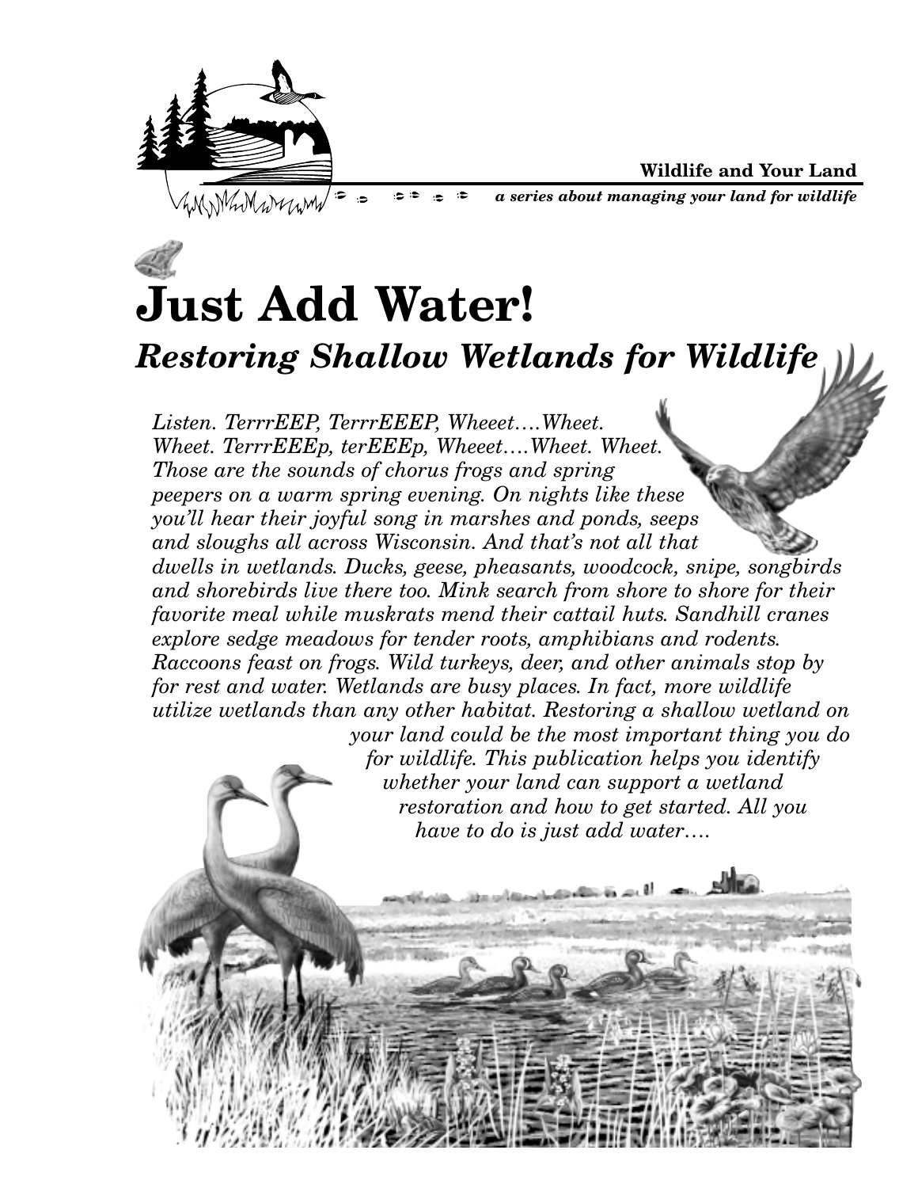**Wildlife and Your Land**

*a series about managing your land for wildlife*

# Just Add Water!

## *Restoring Shallow Wetlands for Wildlife*

*Listen. TerrrEEP, TerrrEEEP, Wheeet….Wheet. Wheet. TerrrEEEp, terEEEp, Wheeet….Wheet. Wheet. Those are the sounds of chorus frogs and spring peepers on a warm spring evening. On nights like these you'll hear their joyful song in marshes and ponds, seeps and sloughs all across Wisconsin. And that's not all that dwells in wetlands. Ducks, geese, pheasants, woodcock, snipe, songbirds and shorebirds live there too. Mink search from shore to shore for their favorite meal while muskrats mend their cattail huts. Sandhill cranes explore sedge meadows for tender roots, amphibians and rodents. Raccoons feast on frogs. Wild turkeys, deer, and other animals stop by for rest and water. Wetlands are busy places. In fact, more wildlife utilize wetlands than any other habitat. Restoring a shallow wetland on your land could be the most important thing you do for wildlife. This publication helps you identify whether your land can support a wetland restoration and how to get started. All you have to do is just add water….*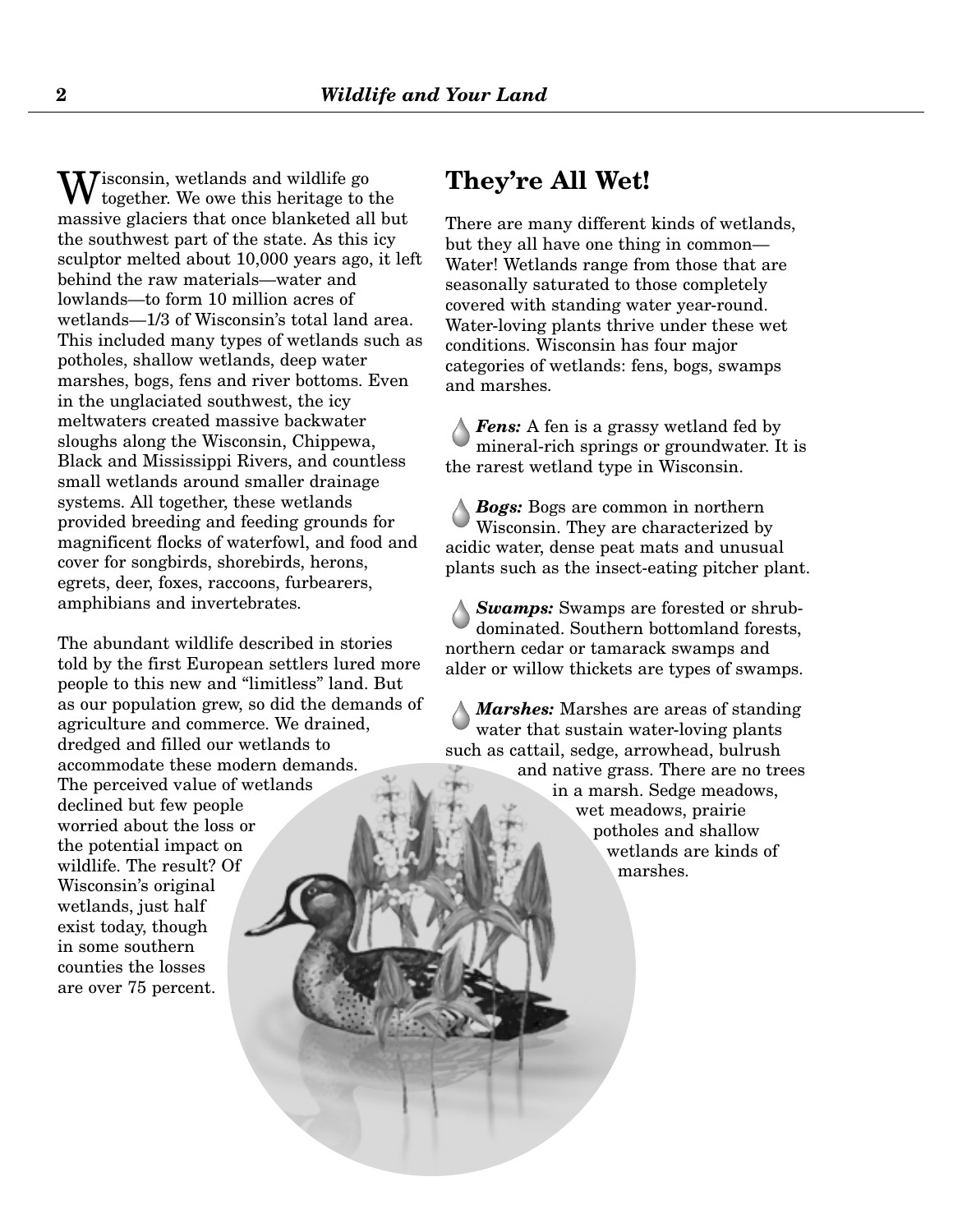Wisconsin, wetlands and wildlife go together. We owe this heritage to the massive glaciers that once blanketed all but the southwest part of the state. As this icy sculptor melted about 10,000 years ago, it left behind the raw materials—water and lowlands—to form 10 million acres of wetlands—1/3 of Wisconsin's total land area. This included many types of wetlands such as potholes, shallow wetlands, deep water marshes, bogs, fens and river bottoms. Even in the unglaciated southwest, the icy meltwaters created massive backwater sloughs along the Wisconsin, Chippewa, Black and Mississippi Rivers, and countless small wetlands around smaller drainage systems. All together, these wetlands provided breeding and feeding grounds for magnificent flocks of waterfowl, and food and cover for songbirds, shorebirds, herons, egrets, deer, foxes, raccoons, furbearers, amphibians and invertebrates.

The abundant wildlife described in stories told by the first European settlers lured more people to this new and "limitless" land. But as our population grew, so did the demands of agriculture and commerce. We drained, dredged and filled our wetlands to accommodate these modern demands. The perceived value of wetlands declined but few people worried about the loss or the potential impact on wildlife. The result? Of Wisconsin's original wetlands, just half exist today, though in some southern counties the losses are over 75 percent.

## They're All Wet!

There are many different kinds of wetlands, but they all have one thing in common—Water! Wetlands range from those that are seasonally saturated to those completely covered with standing water year-round. Water-loving plants thrive under these wet conditions. Wisconsin has four major categories of wetlands: fens, bogs, swamps and marshes.

***Fens:*** A fen is a grassy wetland fed by mineral-rich springs or groundwater. It is the rarest wetland type in Wisconsin.

***Bogs:*** Bogs are common in northern Wisconsin. They are characterized by acidic water, dense peat mats and unusual plants such as the insect-eating pitcher plant.

***Swamps:*** Swamps are forested or shrub-dominated. Southern bottomland forests, northern cedar or tamarack swamps and alder or willow thickets are types of swamps.

***Marshes:*** Marshes are areas of standing water that sustain water-loving plants such as cattail, sedge, arrowhead, bulrush and native grass. There are no trees in a marsh. Sedge meadows, wet meadows, prairie potholes and shallow wetlands are kinds of marshes.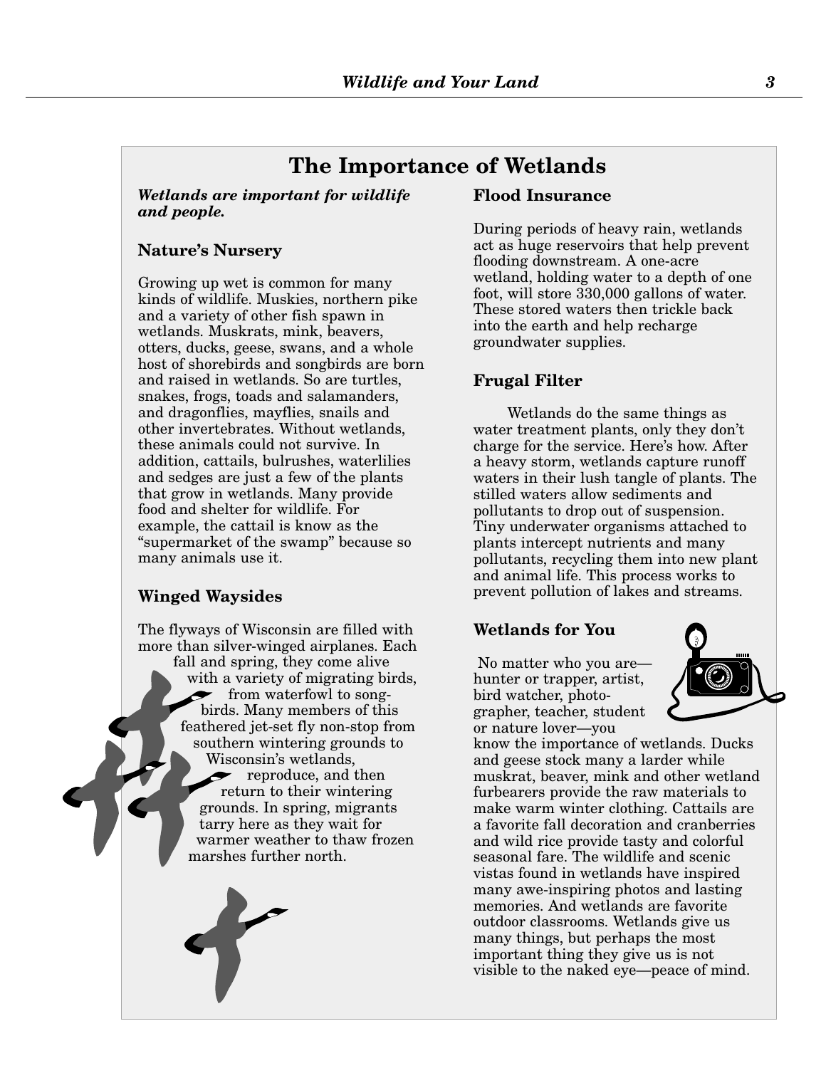## The Importance of Wetlands

***Wetlands are important for wildlife and people.***

### Nature's Nursery

Growing up wet is common for many kinds of wildlife. Muskies, northern pike and a variety of other fish spawn in wetlands. Muskrats, mink, beavers, otters, ducks, geese, swans, and a whole host of shorebirds and songbirds are born and raised in wetlands. So are turtles, snakes, frogs, toads and salamanders, and dragonflies, mayflies, snails and other invertebrates. Without wetlands, these animals could not survive. In addition, cattails, bulrushes, waterlilies and sedges are just a few of the plants that grow in wetlands. Many provide food and shelter for wildlife. For example, the cattail is know as the "supermarket of the swamp" because so many animals use it.

### Winged Waysides

The flyways of Wisconsin are filled with more than silver-winged airplanes. Each fall and spring, they come alive with a variety of migrating birds, from waterfowl to songbirds. Many members of this feathered jet-set fly non-stop from southern wintering grounds to Wisconsin's wetlands, reproduce, and then return to their wintering grounds. In spring, migrants tarry here as they wait for warmer weather to thaw frozen marshes further north.

### Flood Insurance

During periods of heavy rain, wetlands act as huge reservoirs that help prevent flooding downstream. A one-acre wetland, holding water to a depth of one foot, will store 330,000 gallons of water. These stored waters then trickle back into the earth and help recharge groundwater supplies.

### Frugal Filter

Wetlands do the same things as water treatment plants, only they don't charge for the service. Here's how. After a heavy storm, wetlands capture runoff waters in their lush tangle of plants. The stilled waters allow sediments and pollutants to drop out of suspension. Tiny underwater organisms attached to plants intercept nutrients and many pollutants, recycling them into new plant and animal life. This process works to prevent pollution of lakes and streams.

### Wetlands for You

No matter who you are—hunter or trapper, artist, bird watcher, photographer, teacher, student or nature lover—you know the importance of wetlands. Ducks and geese stock many a larder while muskrat, beaver, mink and other wetland furbearers provide the raw materials to make warm winter clothing. Cattails are a favorite fall decoration and cranberries and wild rice provide tasty and colorful seasonal fare. The wildlife and scenic vistas found in wetlands have inspired many awe-inspiring photos and lasting memories. And wetlands are favorite outdoor classrooms. Wetlands give us many things, but perhaps the most important thing they give us is not visible to the naked eye—peace of mind.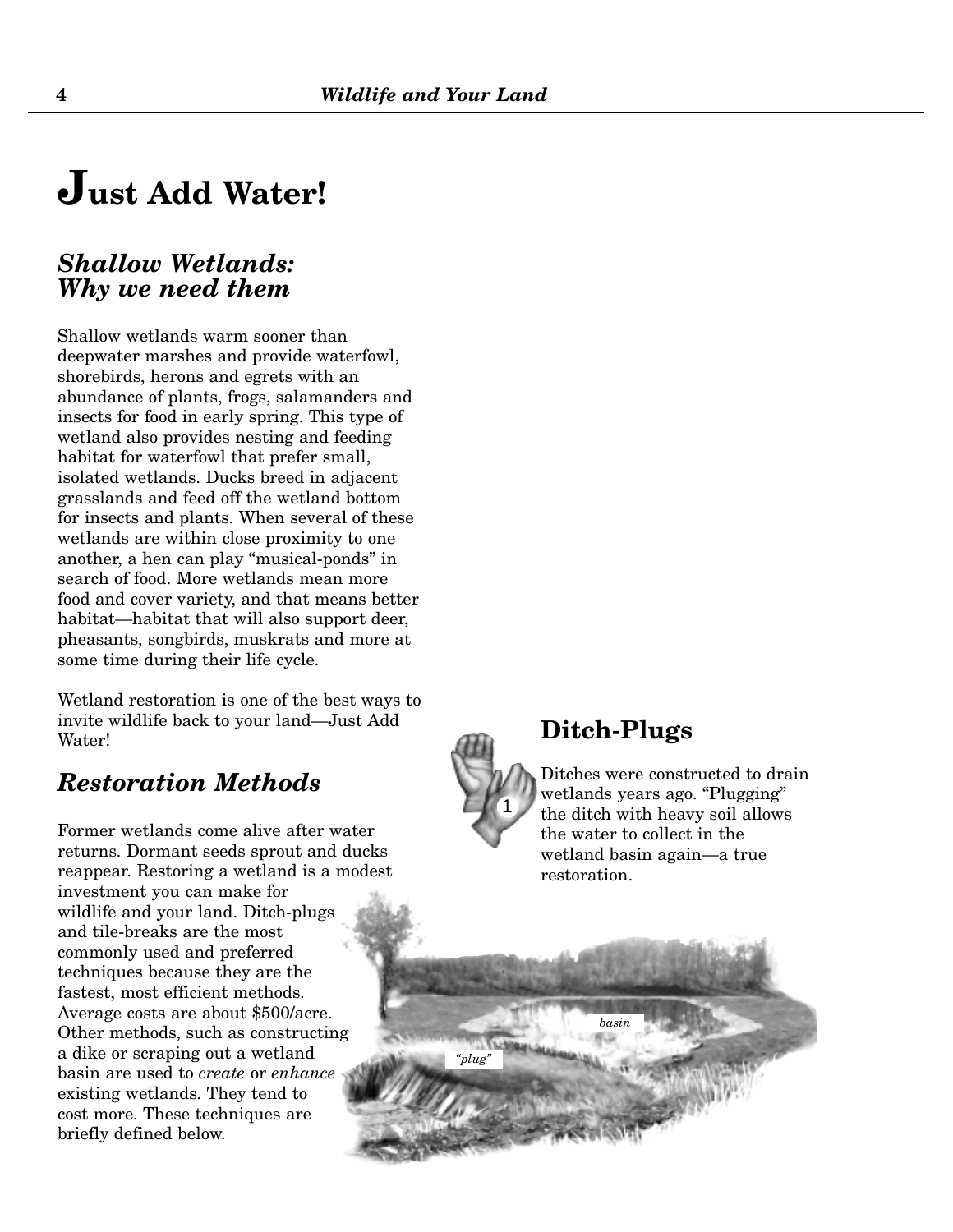# Just Add Water!

## *Shallow Wetlands: Why we need them*

Shallow wetlands warm sooner than deepwater marshes and provide waterfowl, shorebirds, herons and egrets with an abundance of plants, frogs, salamanders and insects for food in early spring. This type of wetland also provides nesting and feeding habitat for waterfowl that prefer small, isolated wetlands. Ducks breed in adjacent grasslands and feed off the wetland bottom for insects and plants. When several of these wetlands are within close proximity to one another, a hen can play “musical-ponds” in search of food. More wetlands mean more food and cover variety, and that means better habitat—habitat that will also support deer, pheasants, songbirds, muskrats and more at some time during their life cycle.

Wetland restoration is one of the best ways to invite wildlife back to your land—Just Add Water!

## *Restoration Methods*

Former wetlands come alive after water returns. Dormant seeds sprout and ducks reappear. Restoring a wetland is a modest investment you can make for wildlife and your land. Ditch-plugs and tile-breaks are the most commonly used and preferred techniques because they are the fastest, most efficient methods. Average costs are about $500/acre. Other methods, such as constructing a dike or scraping out a wetland basin are used to *create* or *enhance* existing wetlands. They tend to cost more. These techniques are briefly defined below.

## Ditch-Plugs

1

Ditches were constructed to drain wetlands years ago. “Plugging” the ditch with heavy soil allows the water to collect in the wetland basin again—a true restoration.

*basin*

*“plug”*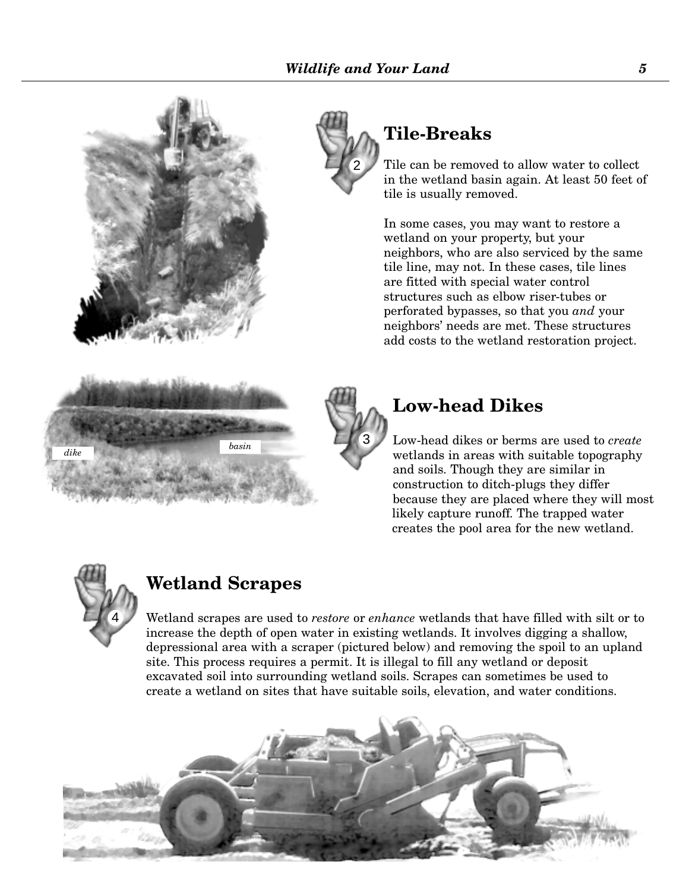## Tile-Breaks

Tile can be removed to allow water to collect in the wetland basin again. At least 50 feet of tile is usually removed.

In some cases, you may want to restore a wetland on your property, but your neighbors, who are also serviced by the same tile line, may not. In these cases, tile lines are fitted with special water control structures such as elbow riser-tubes or perforated bypasses, so that you *and* your neighbors' needs are met. These structures add costs to the wetland restoration project.

## Low-head Dikes

Low-head dikes or berms are used to *create* wetlands in areas with suitable topography and soils. Though they are similar in construction to ditch-plugs they differ because they are placed where they will most likely capture runoff. The trapped water creates the pool area for the new wetland.

## Wetland Scrapes

Wetland scrapes are used to *restore* or *enhance* wetlands that have filled with silt or to increase the depth of open water in existing wetlands. It involves digging a shallow, depressional area with a scraper (pictured below) and removing the spoil to an upland site. This process requires a permit. It is illegal to fill any wetland or deposit excavated soil into surrounding wetland soils. Scrapes can sometimes be used to create a wetland on sites that have suitable soils, elevation, and water conditions.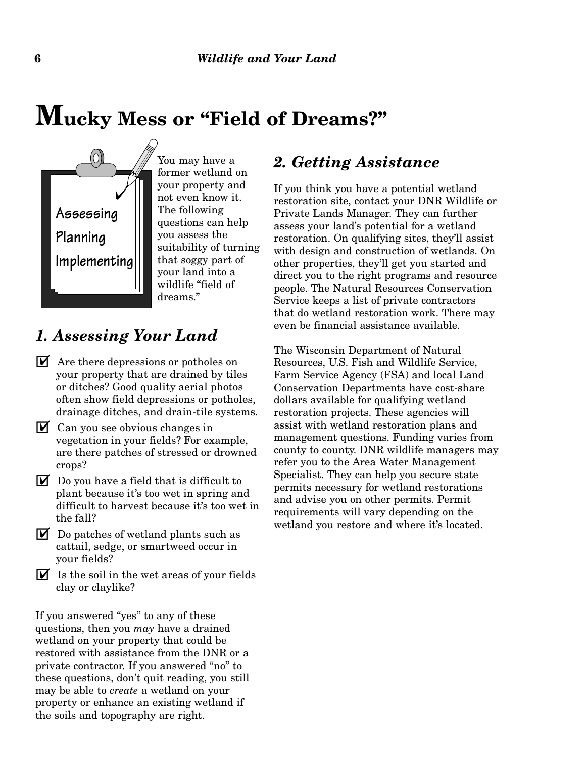# Mucky Mess or "Field of Dreams?"

Assessing
Planning
Implementing

You may have a former wetland on your property and not even know it. The following questions can help you assess the suitability of turning that soggy part of your land into a wildlife "field of dreams."

## *1. Assessing Your Land*

- ☑ Are there depressions or potholes on your property that are drained by tiles or ditches? Good quality aerial photos often show field depressions or potholes, drainage ditches, and drain-tile systems.
- ☑ Can you see obvious changes in vegetation in your fields? For example, are there patches of stressed or drowned crops?
- ☑ Do you have a field that is difficult to plant because it's too wet in spring and difficult to harvest because it's too wet in the fall?
- ☑ Do patches of wetland plants such as cattail, sedge, or smartweed occur in your fields?
- ☑ Is the soil in the wet areas of your fields clay or claylike?

If you answered "yes" to any of these questions, then you *may* have a drained wetland on your property that could be restored with assistance from the DNR or a private contractor. If you answered "no" to these questions, don't quit reading, you still may be able to *create* a wetland on your property or enhance an existing wetland if the soils and topography are right.

## *2. Getting Assistance*

If you think you have a potential wetland restoration site, contact your DNR Wildlife or Private Lands Manager. They can further assess your land's potential for a wetland restoration. On qualifying sites, they'll assist with design and construction of wetlands. On other properties, they'll get you started and direct you to the right programs and resource people. The Natural Resources Conservation Service keeps a list of private contractors that do wetland restoration work. There may even be financial assistance available.

The Wisconsin Department of Natural Resources, U.S. Fish and Wildlife Service, Farm Service Agency (FSA) and local Land Conservation Departments have cost-share dollars available for qualifying wetland restoration projects. These agencies will assist with wetland restoration plans and management questions. Funding varies from county to county. DNR wildlife managers may refer you to the Area Water Management Specialist. They can help you secure state permits necessary for wetland restorations and advise you on other permits. Permit requirements will vary depending on the wetland you restore and where it's located.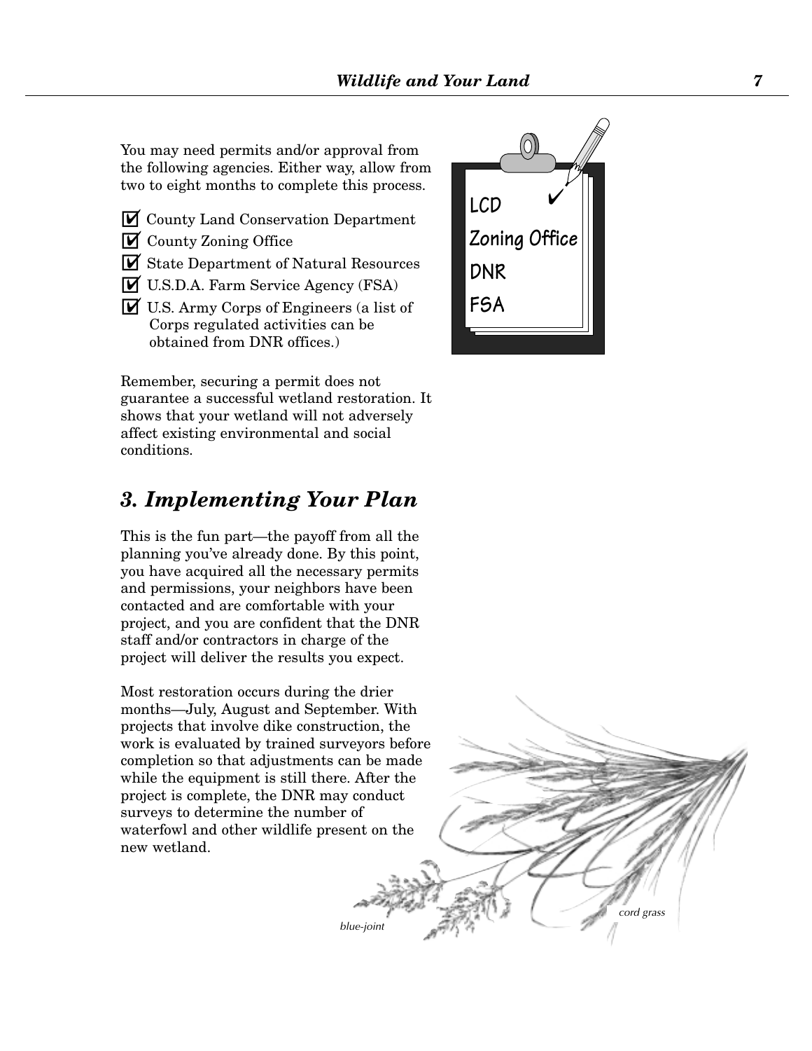You may need permits and/or approval from the following agencies. Either way, allow from two to eight months to complete this process.

- ☑ County Land Conservation Department
- ☑ County Zoning Office
- ☑ State Department of Natural Resources
- ☑ U.S.D.A. Farm Service Agency (FSA)
- ☑ U.S. Army Corps of Engineers (a list of Corps regulated activities can be obtained from DNR offices.)

Remember, securing a permit does not guarantee a successful wetland restoration. It shows that your wetland will not adversely affect existing environmental and social conditions.

## *3. Implementing Your Plan*

This is the fun part—the payoff from all the planning you've already done. By this point, you have acquired all the necessary permits and permissions, your neighbors have been contacted and are comfortable with your project, and you are confident that the DNR staff and/or contractors in charge of the project will deliver the results you expect.

Most restoration occurs during the drier months—July, August and September. With projects that involve dike construction, the work is evaluated by trained surveyors before completion so that adjustments can be made while the equipment is still there. After the project is complete, the DNR may conduct surveys to determine the number of waterfowl and other wildlife present on the new wetland.

*blue-joint*

*cord grass*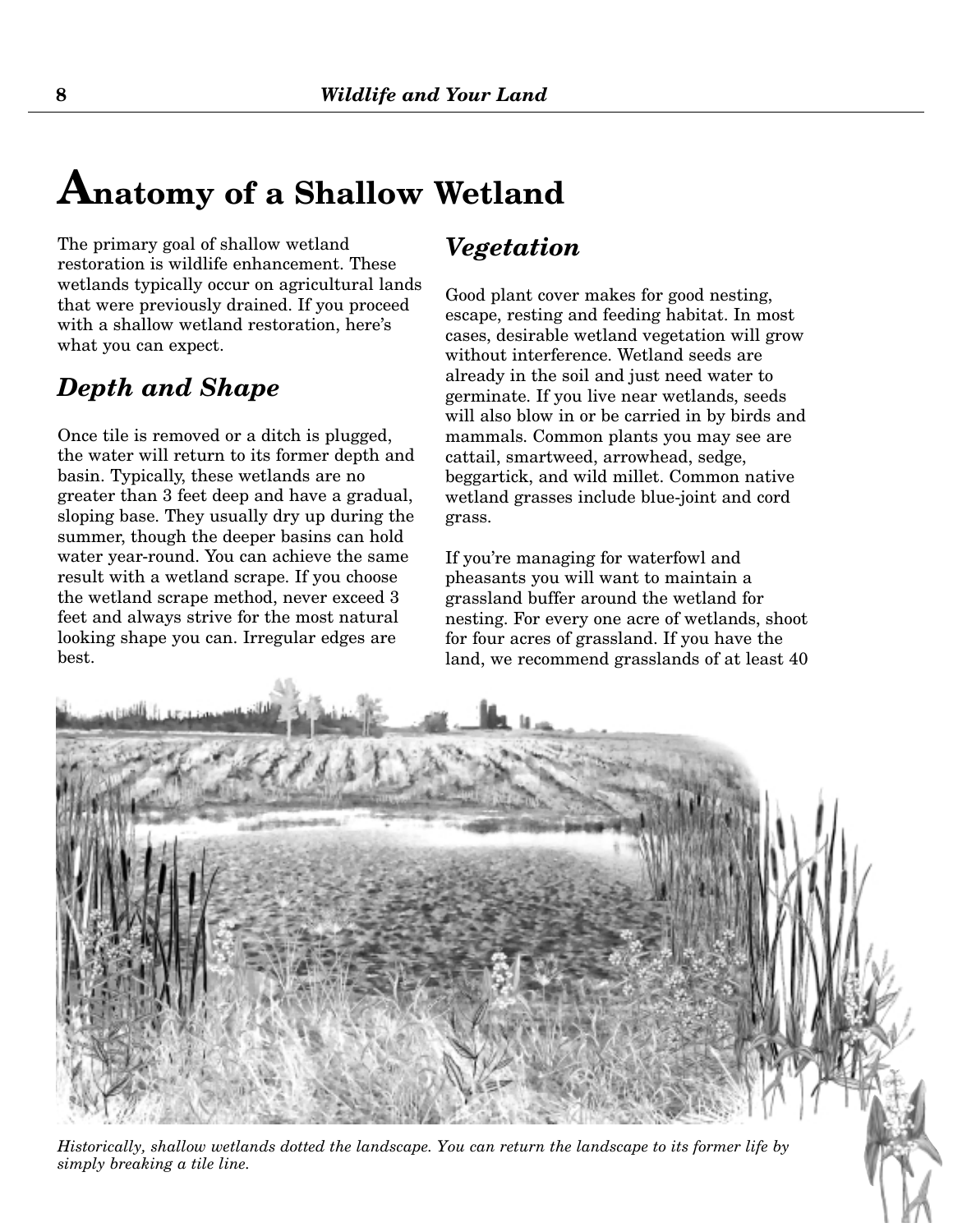# Anatomy of a Shallow Wetland

The primary goal of shallow wetland restoration is wildlife enhancement. These wetlands typically occur on agricultural lands that were previously drained. If you proceed with a shallow wetland restoration, here's what you can expect.

## *Depth and Shape*

Once tile is removed or a ditch is plugged, the water will return to its former depth and basin. Typically, these wetlands are no greater than 3 feet deep and have a gradual, sloping base. They usually dry up during the summer, though the deeper basins can hold water year-round. You can achieve the same result with a wetland scrape. If you choose the wetland scrape method, never exceed 3 feet and always strive for the most natural looking shape you can. Irregular edges are best.

## *Vegetation*

Good plant cover makes for good nesting, escape, resting and feeding habitat. In most cases, desirable wetland vegetation will grow without interference. Wetland seeds are already in the soil and just need water to germinate. If you live near wetlands, seeds will also blow in or be carried in by birds and mammals. Common plants you may see are cattail, smartweed, arrowhead, sedge, beggartick, and wild millet. Common native wetland grasses include blue-joint and cord grass.

If you're managing for waterfowl and pheasants you will want to maintain a grassland buffer around the wetland for nesting. For every one acre of wetlands, shoot for four acres of grassland. If you have the land, we recommend grasslands of at least 40

*Historically, shallow wetlands dotted the landscape. You can return the landscape to its former life by simply breaking a tile line.*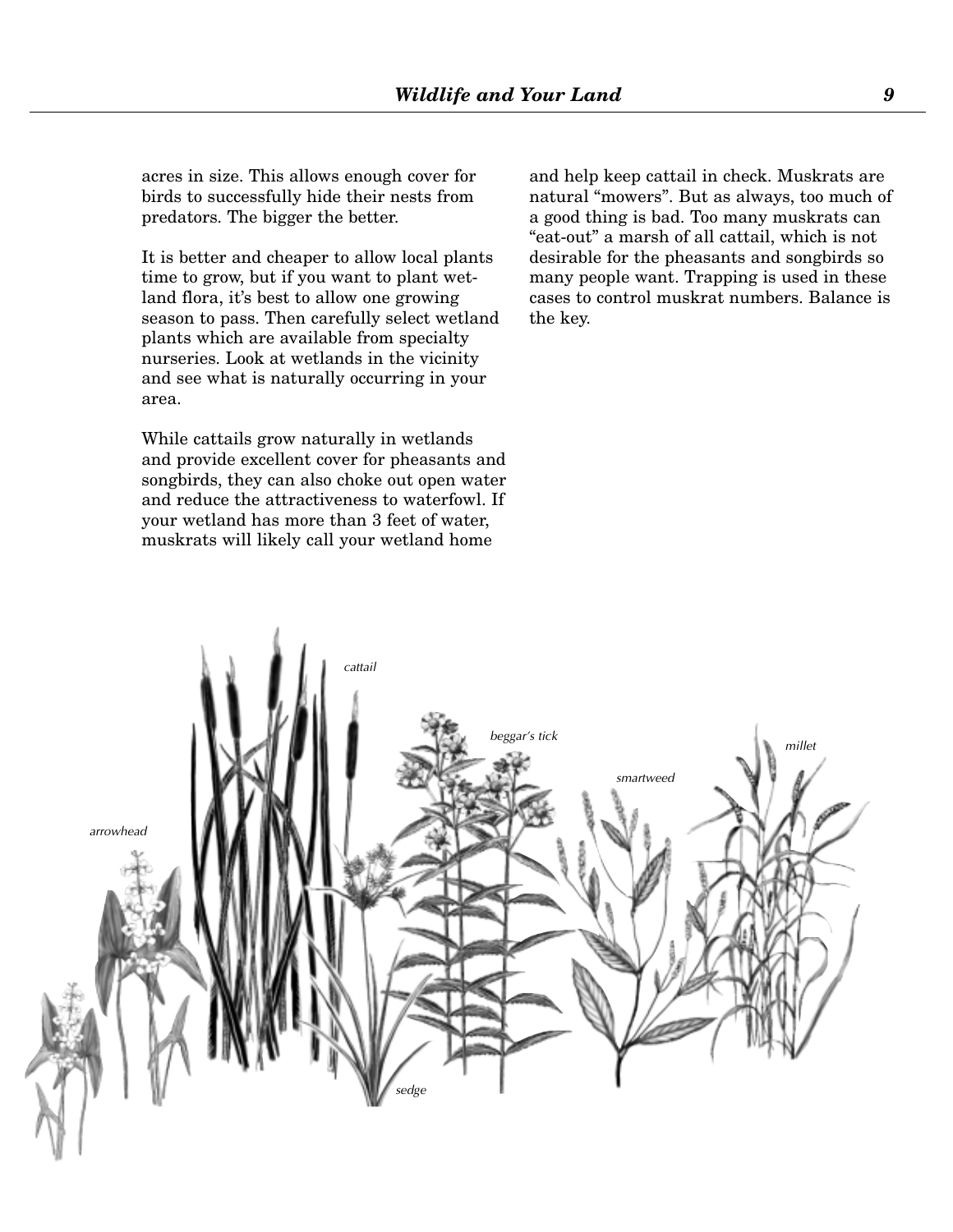acres in size. This allows enough cover for birds to successfully hide their nests from predators. The bigger the better.

It is better and cheaper to allow local plants time to grow, but if you want to plant wetland flora, it's best to allow one growing season to pass. Then carefully select wetland plants which are available from specialty nurseries. Look at wetlands in the vicinity and see what is naturally occurring in your area.

While cattails grow naturally in wetlands and provide excellent cover for pheasants and songbirds, they can also choke out open water and reduce the attractiveness to waterfowl. If your wetland has more than 3 feet of water, muskrats will likely call your wetland home and help keep cattail in check. Muskrats are natural "mowers". But as always, too much of a good thing is bad. Too many muskrats can "eat-out" a marsh of all cattail, which is not desirable for the pheasants and songbirds so many people want. Trapping is used in these cases to control muskrat numbers. Balance is the key.

*arrowhead* *cattail* *sedge* *beggar's tick* *smartweed* *millet*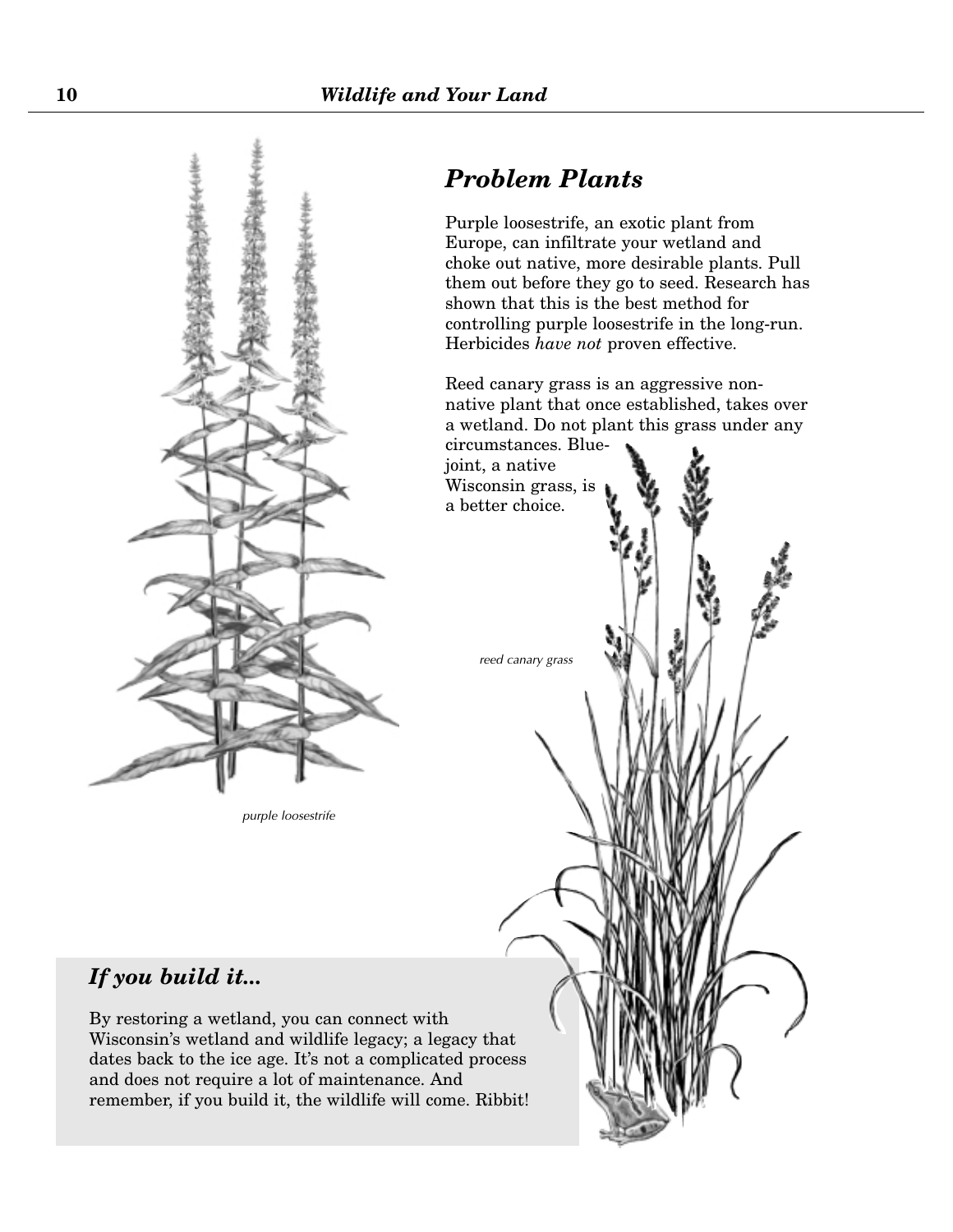## *Problem Plants*

Purple loosestrife, an exotic plant from Europe, can infiltrate your wetland and choke out native, more desirable plants. Pull them out before they go to seed. Research has shown that this is the best method for controlling purple loosestrife in the long-run. Herbicides *have not* proven effective.

Reed canary grass is an aggressive non-native plant that once established, takes over a wetland. Do not plant this grass under any circumstances. Blue-joint, a native Wisconsin grass, is a better choice.

*reed canary grass*

*purple loosestrife*

### *If you build it...*

By restoring a wetland, you can connect with Wisconsin's wetland and wildlife legacy; a legacy that dates back to the ice age. It's not a complicated process and does not require a lot of maintenance. And remember, if you build it, the wildlife will come. Ribbit!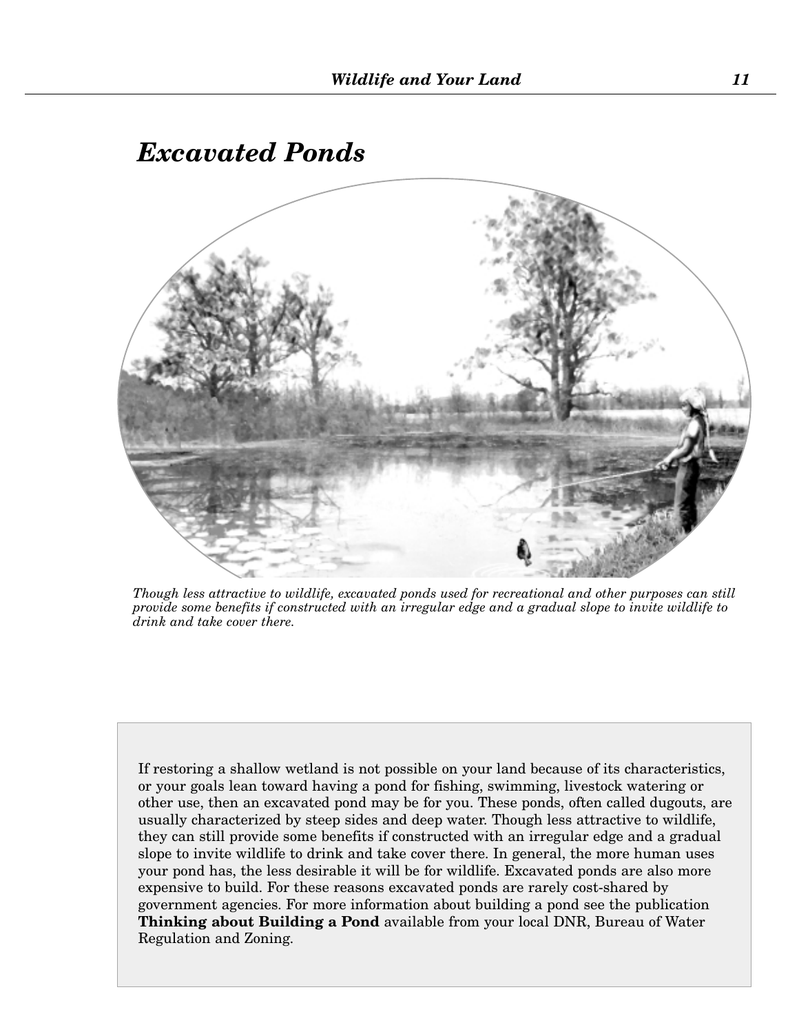# Excavated Ponds

*Though less attractive to wildlife, excavated ponds used for recreational and other purposes can still provide some benefits if constructed with an irregular edge and a gradual slope to invite wildlife to drink and take cover there.*

If restoring a shallow wetland is not possible on your land because of its characteristics, or your goals lean toward having a pond for fishing, swimming, livestock watering or other use, then an excavated pond may be for you. These ponds, often called dugouts, are usually characterized by steep sides and deep water. Though less attractive to wildlife, they can still provide some benefits if constructed with an irregular edge and a gradual slope to invite wildlife to drink and take cover there. In general, the more human uses your pond has, the less desirable it will be for wildlife. Excavated ponds are also more expensive to build. For these reasons excavated ponds are rarely cost-shared by government agencies. For more information about building a pond see the publication **Thinking about Building a Pond** available from your local DNR, Bureau of Water Regulation and Zoning.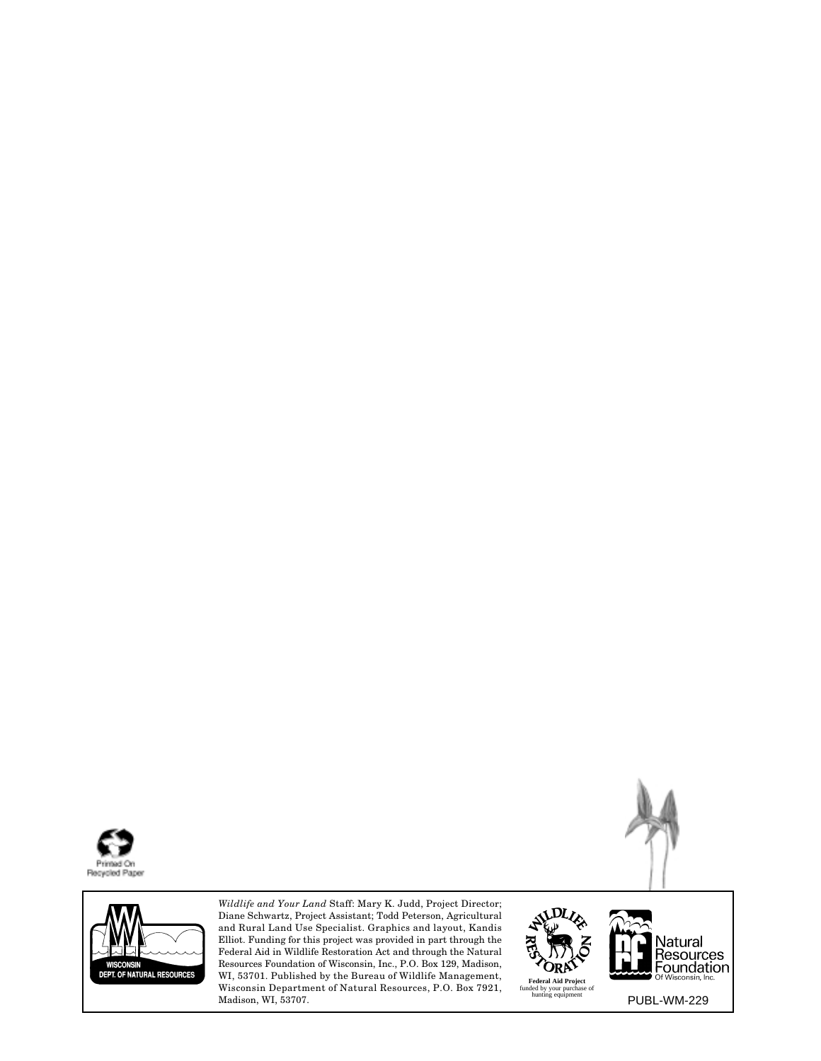Printed On Recycled Paper

WISCONSIN DEPT. OF NATURAL RESOURCES

*Wildlife and Your Land* Staff: Mary K. Judd, Project Director; Diane Schwartz, Project Assistant; Todd Peterson, Agricultural and Rural Land Use Specialist. Graphics and layout, Kandis Elliot. Funding for this project was provided in part through the Federal Aid in Wildlife Restoration Act and through the Natural Resources Foundation of Wisconsin, Inc., P.O. Box 129, Madison, WI, 53701. Published by the Bureau of Wildlife Management, Wisconsin Department of Natural Resources, P.O. Box 7921, Madison, WI, 53707.

WILDLIFE RESTORATION

**Federal Aid Project**
funded by your purchase of hunting equipment

Natural Resources Foundation Of Wisconsin, Inc.

PUBL-WM-229